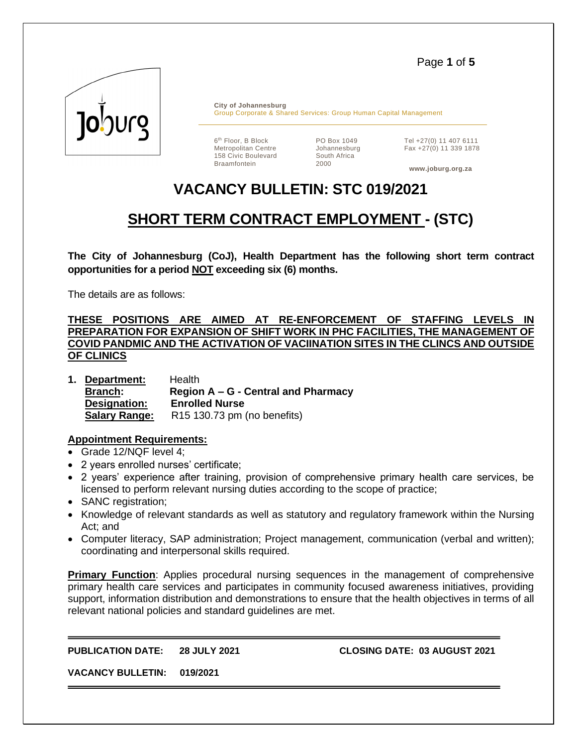**City of Johannesburg**
Group Corporate & Shared Services: Group Human Capital Management

6th Floor, B Block
Metropolitan Centre
158 Civic Boulevard
Braamfontein

PO Box 1049
Johannesburg
South Africa
2000

Tel +27(0) 11 407 6111
Fax +27(0) 11 339 1878

www.joburg.org.za

# VACANCY BULLETIN: STC 019/2021

# SHORT TERM CONTRACT EMPLOYMENT - (STC)

**The City of Johannesburg (CoJ), Health Department has the following short term contract opportunities for a period NOT exceeding six (6) months.**

The details are as follows:

**THESE POSITIONS ARE AIMED AT RE-ENFORCEMENT OF STAFFING LEVELS IN PREPARATION FOR EXPANSION OF SHIFT WORK IN PHC FACILITIES, THE MANAGEMENT OF COVID PANDMIC AND THE ACTIVATION OF VACIINATION SITES IN THE CLINCS AND OUTSIDE OF CLINICS**

1. **Department:** Health
   **Branch:** **Region A – G - Central and Pharmacy**
   **Designation:** **Enrolled Nurse**
   **Salary Range:** R15 130.73 pm (no benefits)

**Appointment Requirements:**

- Grade 12/NQF level 4;
- 2 years enrolled nurses' certificate;
- 2 years' experience after training, provision of comprehensive primary health care services, be licensed to perform relevant nursing duties according to the scope of practice;
- SANC registration;
- Knowledge of relevant standards as well as statutory and regulatory framework within the Nursing Act; and
- Computer literacy, SAP administration; Project management, communication (verbal and written); coordinating and interpersonal skills required.

**Primary Function**: Applies procedural nursing sequences in the management of comprehensive primary health care services and participates in community focused awareness initiatives, providing support, information distribution and demonstrations to ensure that the health objectives in terms of all relevant national policies and standard guidelines are met.

---

**PUBLICATION DATE: 28 JULY 2021** **CLOSING DATE: 03 AUGUST 2021**

**VACANCY BULLETIN: 019/2021**

---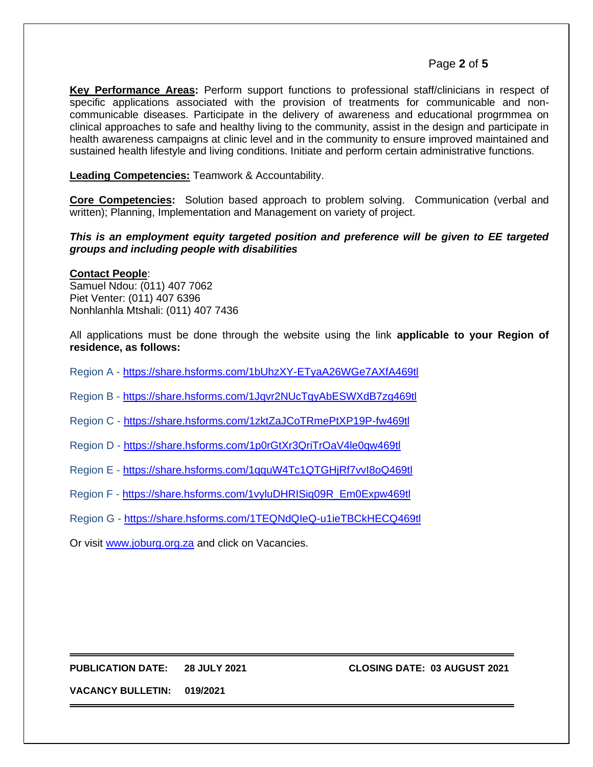**Key Performance Areas:** Perform support functions to professional staff/clinicians in respect of specific applications associated with the provision of treatments for communicable and non-communicable diseases. Participate in the delivery of awareness and educational progrmmea on clinical approaches to safe and healthy living to the community, assist in the design and participate in health awareness campaigns at clinic level and in the community to ensure improved maintained and sustained health lifestyle and living conditions. Initiate and perform certain administrative functions.

**Leading Competencies:** Teamwork & Accountability.

**Core Competencies:** Solution based approach to problem solving. Communication (verbal and written); Planning, Implementation and Management on variety of project.

***This is an employment equity targeted position and preference will be given to EE targeted groups and including people with disabilities***

**Contact People**:
Samuel Ndou: (011) 407 7062
Piet Venter: (011) 407 6396
Nonhlanhla Mtshali: (011) 407 7436

All applications must be done through the website using the link **applicable to your Region of residence, as follows:**

Region A - https://share.hsforms.com/1bUhzXY-ETyaA26WGe7AXfA469tl

Region B - https://share.hsforms.com/1Jqvr2NUcTgyAbESWXdB7zg469tl

Region C - https://share.hsforms.com/1zktZaJCoTRmePtXP19P-fw469tl

Region D - https://share.hsforms.com/1p0rGtXr3QriTrOaV4le0qw469tl

Region E - https://share.hsforms.com/1qquW4Tc1QTGHjRf7vvI8oQ469tl

Region F - https://share.hsforms.com/1vyluDHRISiq09R_Em0Expw469tl

Region G - https://share.hsforms.com/1TEQNdQIeQ-u1ieTBCkHECQ469tl

Or visit www.joburg.org.za and click on Vacancies.

**PUBLICATION DATE: 28 JULY 2021** **CLOSING DATE: 03 AUGUST 2021**

**VACANCY BULLETIN: 019/2021**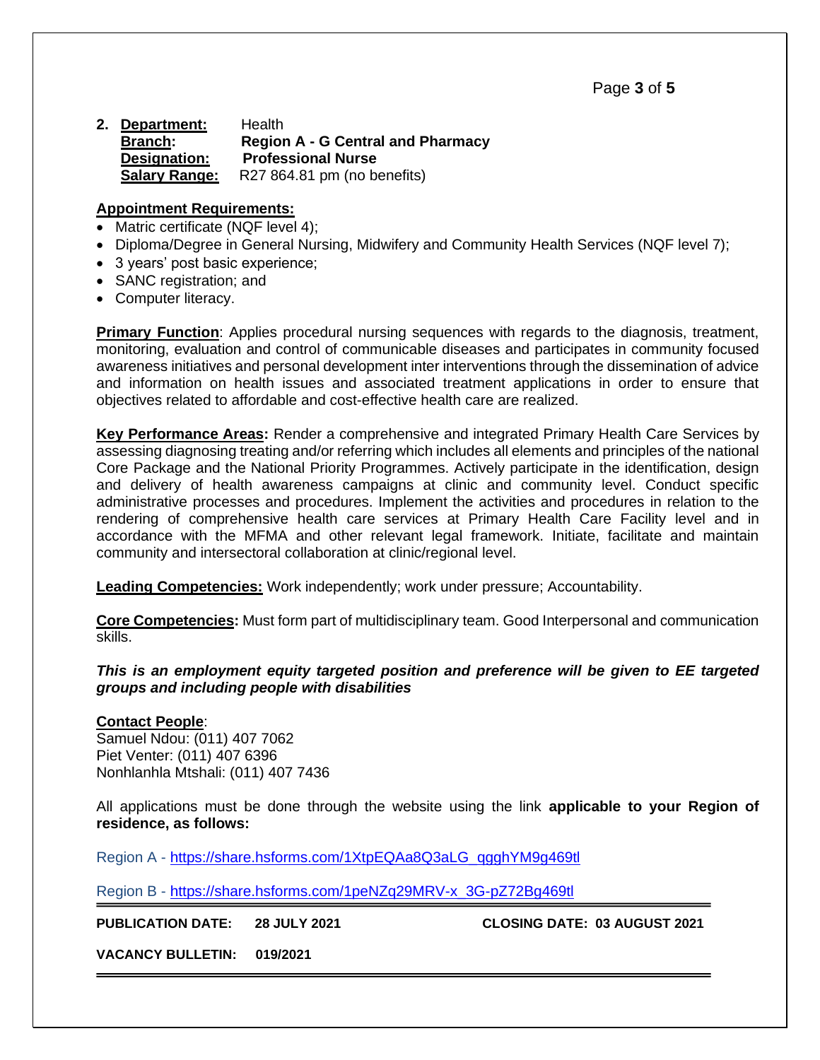**2. Department:** Health
**Branch:** **Region A - G Central and Pharmacy**
**Designation:** **Professional Nurse**
**Salary Range:** R27 864.81 pm (no benefits)

**Appointment Requirements:**

- Matric certificate (NQF level 4);
- Diploma/Degree in General Nursing, Midwifery and Community Health Services (NQF level 7);
- 3 years' post basic experience;
- SANC registration; and
- Computer literacy.

**Primary Function**: Applies procedural nursing sequences with regards to the diagnosis, treatment, monitoring, evaluation and control of communicable diseases and participates in community focused awareness initiatives and personal development inter interventions through the dissemination of advice and information on health issues and associated treatment applications in order to ensure that objectives related to affordable and cost-effective health care are realized.

**Key Performance Areas:** Render a comprehensive and integrated Primary Health Care Services by assessing diagnosing treating and/or referring which includes all elements and principles of the national Core Package and the National Priority Programmes. Actively participate in the identification, design and delivery of health awareness campaigns at clinic and community level. Conduct specific administrative processes and procedures. Implement the activities and procedures in relation to the rendering of comprehensive health care services at Primary Health Care Facility level and in accordance with the MFMA and other relevant legal framework. Initiate, facilitate and maintain community and intersectoral collaboration at clinic/regional level.

**Leading Competencies:** Work independently; work under pressure; Accountability.

**Core Competencies:** Must form part of multidisciplinary team. Good Interpersonal and communication skills.

***This is an employment equity targeted position and preference will be given to EE targeted groups and including people with disabilities***

**Contact People**:
Samuel Ndou: (011) 407 7062
Piet Venter: (011) 407 6396
Nonhlanhla Mtshali: (011) 407 7436

All applications must be done through the website using the link **applicable to your Region of residence, as follows:**

Region A - https://share.hsforms.com/1XtpEQAa8Q3aLG_qgghYM9g469tl

Region B - https://share.hsforms.com/1peNZq29MRV-x_3G-pZ72Bg469tl

**PUBLICATION DATE: 28 JULY 2021** **CLOSING DATE: 03 AUGUST 2021**

**VACANCY BULLETIN: 019/2021**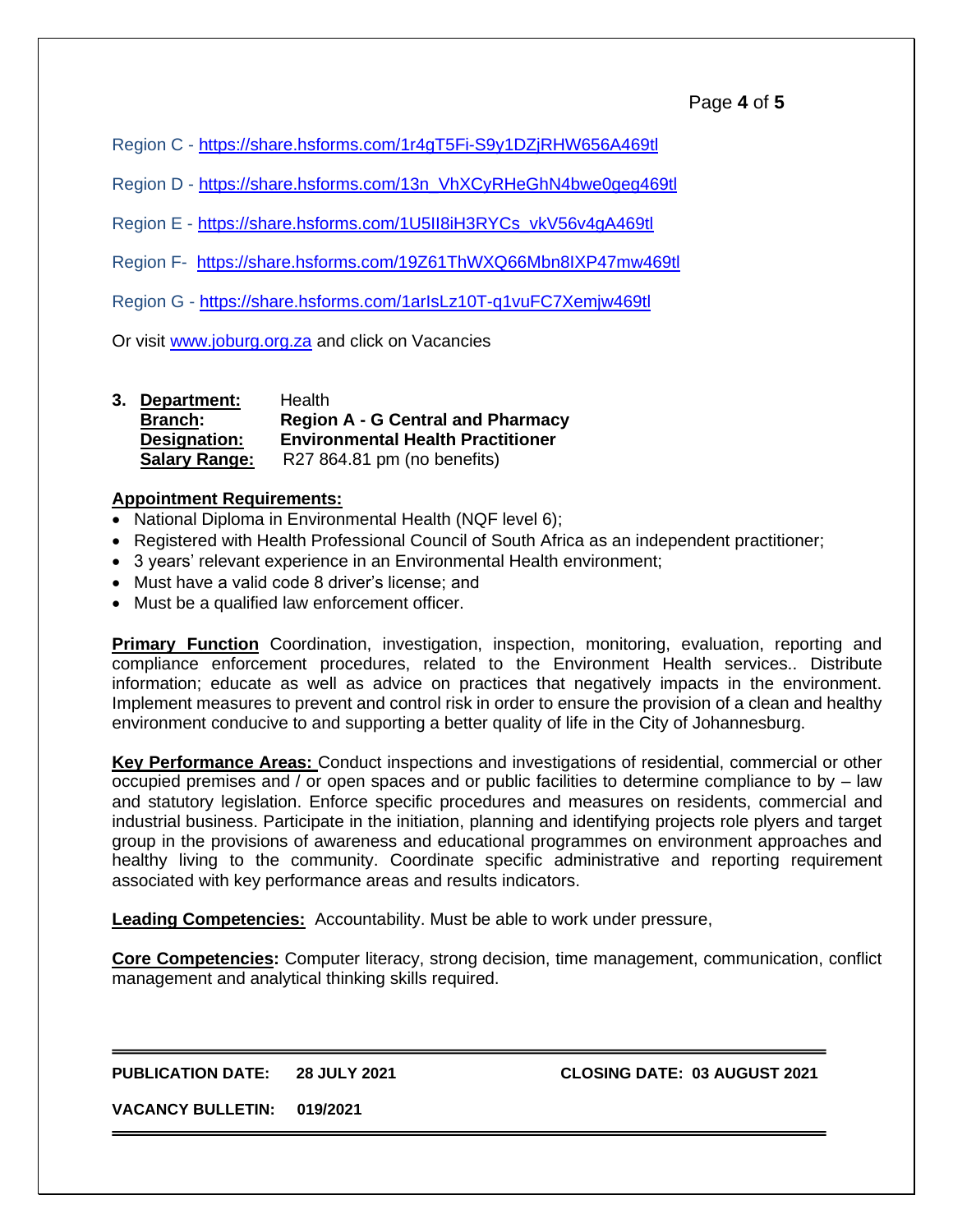Region C - https://share.hsforms.com/1r4gT5Fi-S9y1DZjRHW656A469tl

Region D - https://share.hsforms.com/13n_VhXCyRHeGhN4bwe0geg469tl

Region E - https://share.hsforms.com/1U5II8iH3RYCs_vkV56v4gA469tl

Region F- https://share.hsforms.com/19Z61ThWXQ66Mbn8IXP47mw469tl

Region G - https://share.hsforms.com/1arIsLz10T-q1vuFC7Xemjw469tl

Or visit www.joburg.org.za and click on Vacancies

**3. Department:** Health
**Branch:** **Region A - G Central and Pharmacy**
**Designation:** **Environmental Health Practitioner**
**Salary Range:** R27 864.81 pm (no benefits)

**Appointment Requirements:**

- National Diploma in Environmental Health (NQF level 6);
- Registered with Health Professional Council of South Africa as an independent practitioner;
- 3 years' relevant experience in an Environmental Health environment;
- Must have a valid code 8 driver's license; and
- Must be a qualified law enforcement officer.

**Primary Function** Coordination, investigation, inspection, monitoring, evaluation, reporting and compliance enforcement procedures, related to the Environment Health services.. Distribute information; educate as well as advice on practices that negatively impacts in the environment. Implement measures to prevent and control risk in order to ensure the provision of a clean and healthy environment conducive to and supporting a better quality of life in the City of Johannesburg.

**Key Performance Areas:** Conduct inspections and investigations of residential, commercial or other occupied premises and / or open spaces and or public facilities to determine compliance to by – law and statutory legislation. Enforce specific procedures and measures on residents, commercial and industrial business. Participate in the initiation, planning and identifying projects role plyers and target group in the provisions of awareness and educational programmes on environment approaches and healthy living to the community. Coordinate specific administrative and reporting requirement associated with key performance areas and results indicators.

**Leading Competencies:** Accountability. Must be able to work under pressure,

**Core Competencies:** Computer literacy, strong decision, time management, communication, conflict management and analytical thinking skills required.

**PUBLICATION DATE: 28 JULY 2021** **CLOSING DATE: 03 AUGUST 2021**

**VACANCY BULLETIN: 019/2021**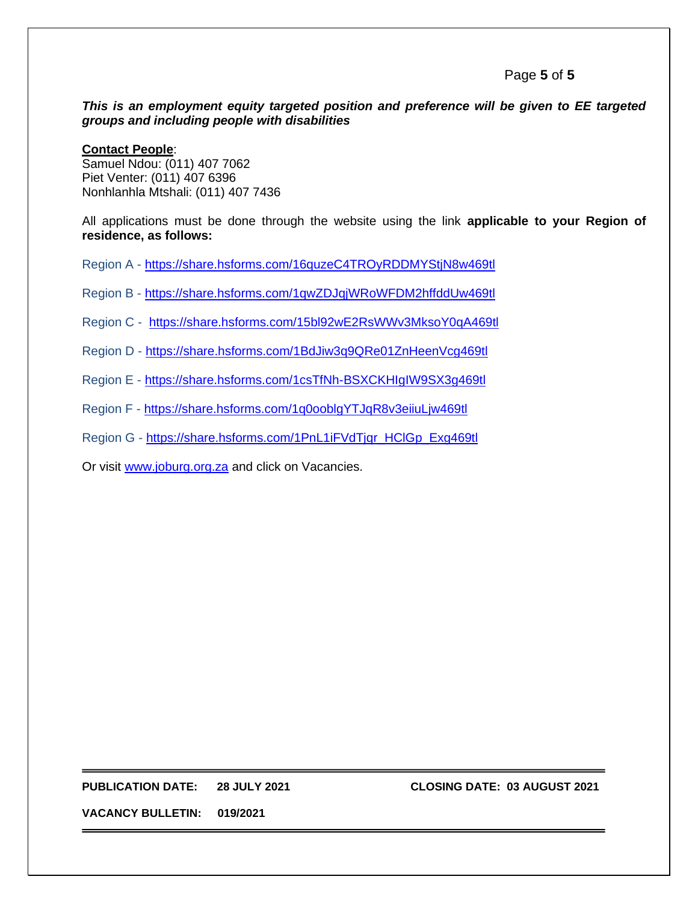***This is an employment equity targeted position and preference will be given to EE targeted groups and including people with disabilities***

**Contact People**:
Samuel Ndou: (011) 407 7062
Piet Venter: (011) 407 6396
Nonhlanhla Mtshali: (011) 407 7436

All applications must be done through the website using the link **applicable to your Region of residence, as follows:**

Region A - https://share.hsforms.com/16quzeC4TROyRDDMYStjN8w469tl

Region B - https://share.hsforms.com/1qwZDJqjWRoWFDM2hffddUw469tl

Region C - https://share.hsforms.com/15bl92wE2RsWWv3MksoY0qA469tl

Region D - https://share.hsforms.com/1BdJiw3q9QRe01ZnHeenVcg469tl

Region E - https://share.hsforms.com/1csTfNh-BSXCKHIgIW9SX3g469tl

Region F - https://share.hsforms.com/1q0ooblgYTJqR8v3eiiuLjw469tl

Region G - https://share.hsforms.com/1PnL1iFVdTjqr_HClGp_Exg469tl

Or visit www.joburg.org.za and click on Vacancies.

**PUBLICATION DATE: 28 JULY 2021** | **CLOSING DATE: 03 AUGUST 2021**

**VACANCY BULLETIN: 019/2021**